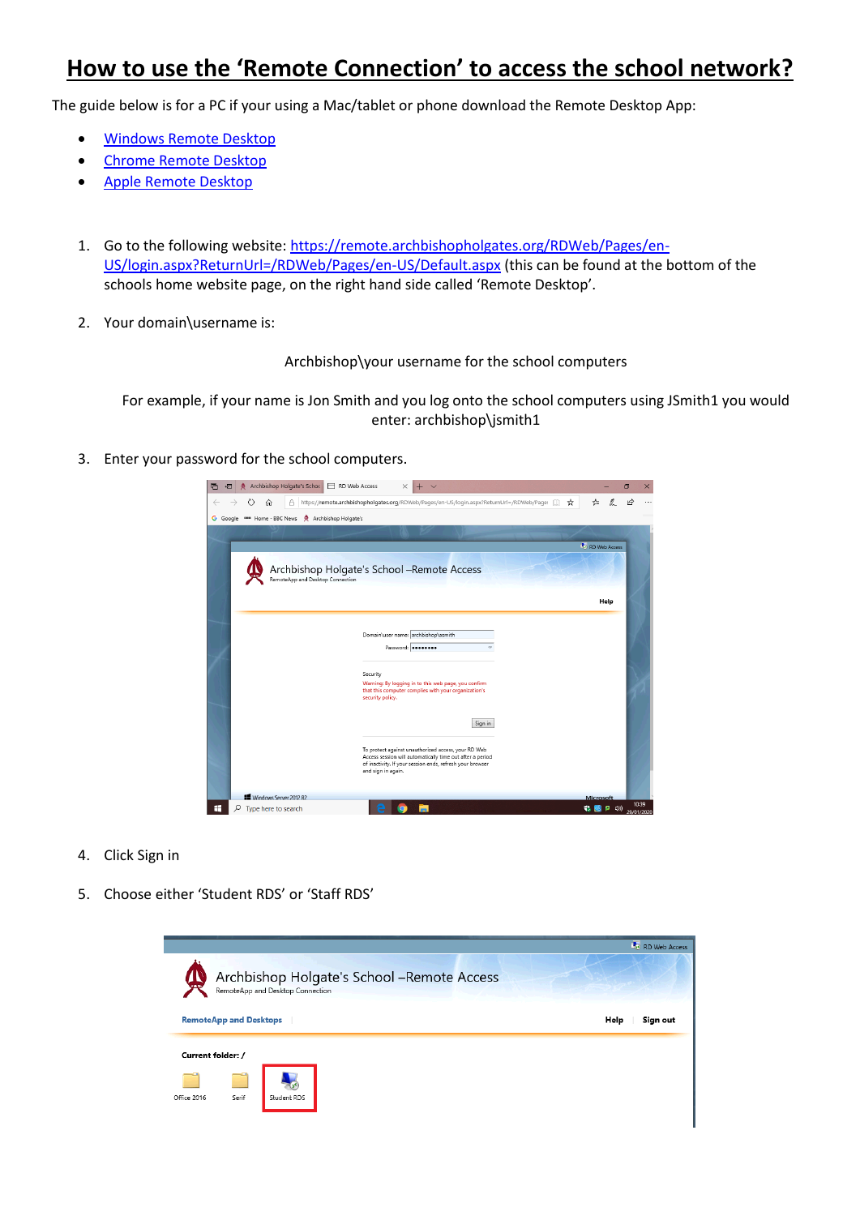# How to use the 'Remote Connection' to access the school network?

The guide below is for a PC if your using a Mac/tablet or phone download the Remote Desktop App:

- [Windows Remote Desktop]
- [Chrome Remote Desktop]
- [Apple Remote Desktop]

1. Go to the following website: https://remote.archbishopholgates.org/RDWeb/Pages/en-US/login.aspx?ReturnUrl=/RDWeb/Pages/en-US/Default.aspx (this can be found at the bottom of the schools home website page, on the right hand side called 'Remote Desktop'.

2. Your domain\username is:

   Archbishop\your username for the school computers

   For example, if your name is Jon Smith and you log onto the school computers using JSmith1 you would enter: archbishop\jsmith1

3. Enter your password for the school computers.

4. Click Sign in

5. Choose either 'Student RDS' or 'Staff RDS'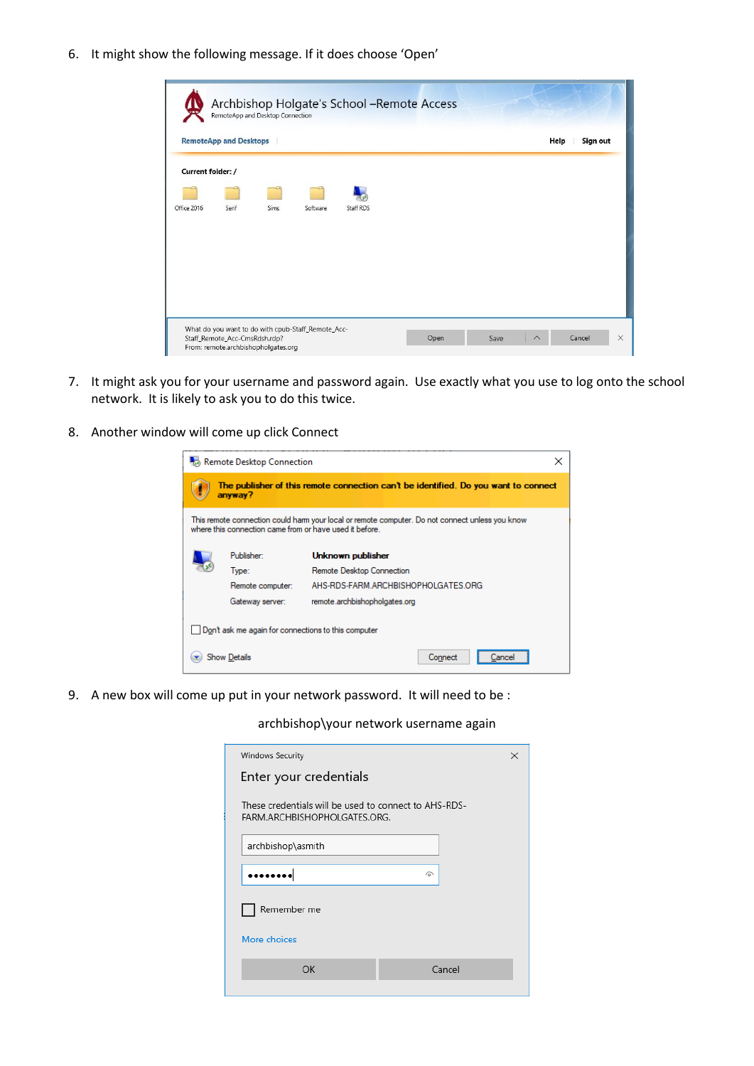6. It might show the following message. If it does choose 'Open'

7. It might ask you for your username and password again. Use exactly what you use to log onto the school network. It is likely to ask you to do this twice.

8. Another window will come up click Connect

9. A new box will come up put in your network password. It will need to be :

archbishop\your network username again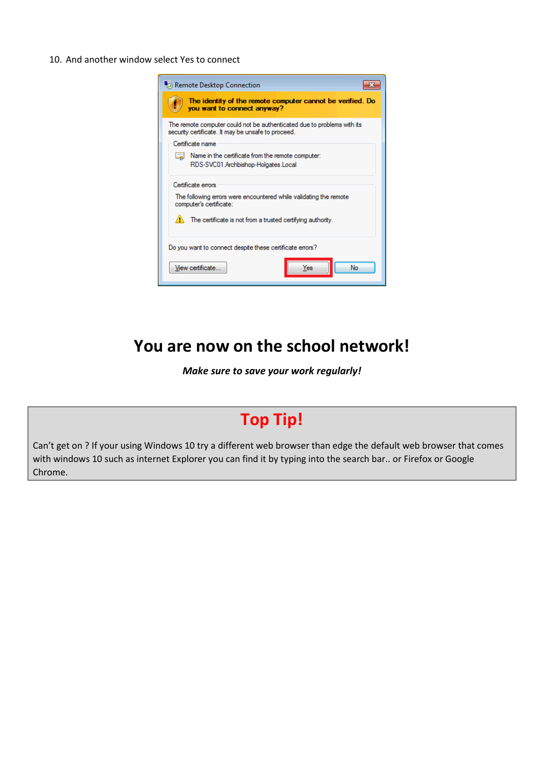10. And another window select Yes to connect

# You are now on the school network!

***Make sure to save your work regularly!***

## Top Tip!

Can't get on ? If your using Windows 10 try a different web browser than edge the default web browser that comes with windows 10 such as internet Explorer you can find it by typing into the search bar.. or Firefox or Google Chrome.